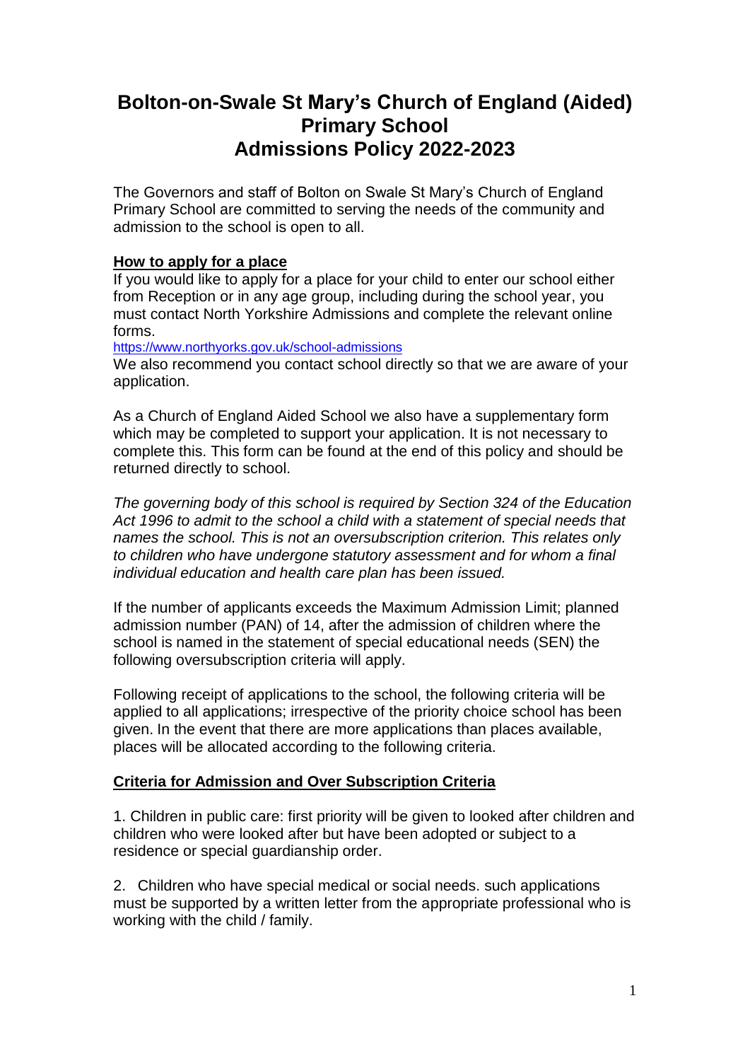# Bolton-on-Swale St Mary's Church of England (Aided) Primary School Admissions Policy 2022-2023

The Governors and staff of Bolton on Swale St Mary's Church of England Primary School are committed to serving the needs of the community and admission to the school is open to all.

**How to apply for a place**

If you would like to apply for a place for your child to enter our school either from Reception or in any age group, including during the school year, you must contact North Yorkshire Admissions and complete the relevant online forms.

https://www.northyorks.gov.uk/school-admissions

We also recommend you contact school directly so that we are aware of your application.

As a Church of England Aided School we also have a supplementary form which may be completed to support your application. It is not necessary to complete this. This form can be found at the end of this policy and should be returned directly to school.

*The governing body of this school is required by Section 324 of the Education Act 1996 to admit to the school a child with a statement of special needs that names the school. This is not an oversubscription criterion. This relates only to children who have undergone statutory assessment and for whom a final individual education and health care plan has been issued.*

If the number of applicants exceeds the Maximum Admission Limit; planned admission number (PAN) of 14, after the admission of children where the school is named in the statement of special educational needs (SEN) the following oversubscription criteria will apply.

Following receipt of applications to the school, the following criteria will be applied to all applications; irrespective of the priority choice school has been given. In the event that there are more applications than places available, places will be allocated according to the following criteria.

**Criteria for Admission and Over Subscription Criteria**

1. Children in public care: first priority will be given to looked after children and children who were looked after but have been adopted or subject to a residence or special guardianship order.

2. Children who have special medical or social needs. such applications must be supported by a written letter from the appropriate professional who is working with the child / family.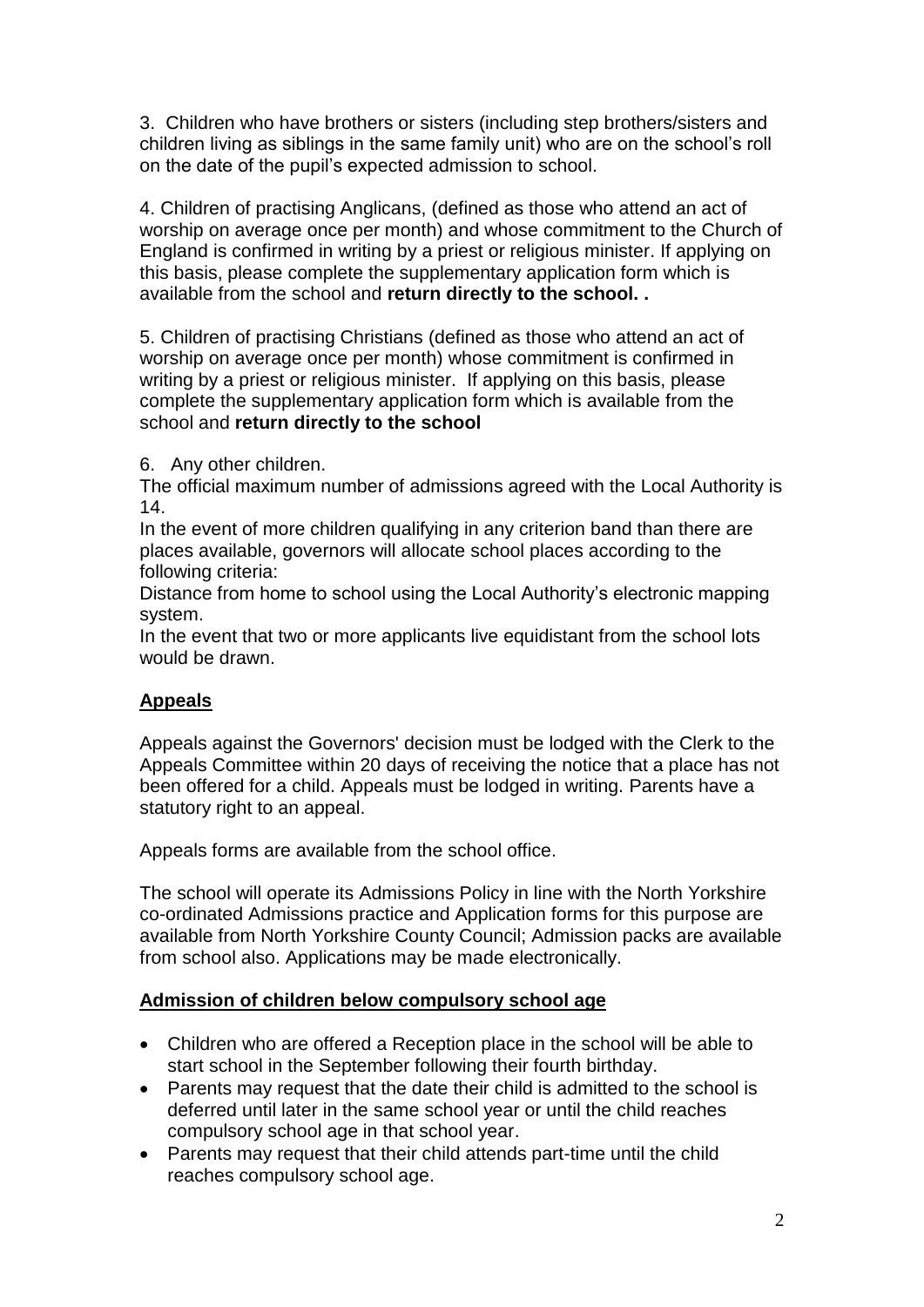3. Children who have brothers or sisters (including step brothers/sisters and children living as siblings in the same family unit) who are on the school's roll on the date of the pupil's expected admission to school.

4. Children of practising Anglicans, (defined as those who attend an act of worship on average once per month) and whose commitment to the Church of England is confirmed in writing by a priest or religious minister. If applying on this basis, please complete the supplementary application form which is available from the school and **return directly to the school. .**

5. Children of practising Christians (defined as those who attend an act of worship on average once per month) whose commitment is confirmed in writing by a priest or religious minister. If applying on this basis, please complete the supplementary application form which is available from the school and **return directly to the school**

6. Any other children.

The official maximum number of admissions agreed with the Local Authority is 14.

In the event of more children qualifying in any criterion band than there are places available, governors will allocate school places according to the following criteria:

Distance from home to school using the Local Authority's electronic mapping system.

In the event that two or more applicants live equidistant from the school lots would be drawn.

## **Appeals**

Appeals against the Governors' decision must be lodged with the Clerk to the Appeals Committee within 20 days of receiving the notice that a place has not been offered for a child. Appeals must be lodged in writing. Parents have a statutory right to an appeal.

Appeals forms are available from the school office.

The school will operate its Admissions Policy in line with the North Yorkshire co-ordinated Admissions practice and Application forms for this purpose are available from North Yorkshire County Council; Admission packs are available from school also. Applications may be made electronically.

## **Admission of children below compulsory school age**

- Children who are offered a Reception place in the school will be able to start school in the September following their fourth birthday.
- Parents may request that the date their child is admitted to the school is deferred until later in the same school year or until the child reaches compulsory school age in that school year.
- Parents may request that their child attends part-time until the child reaches compulsory school age.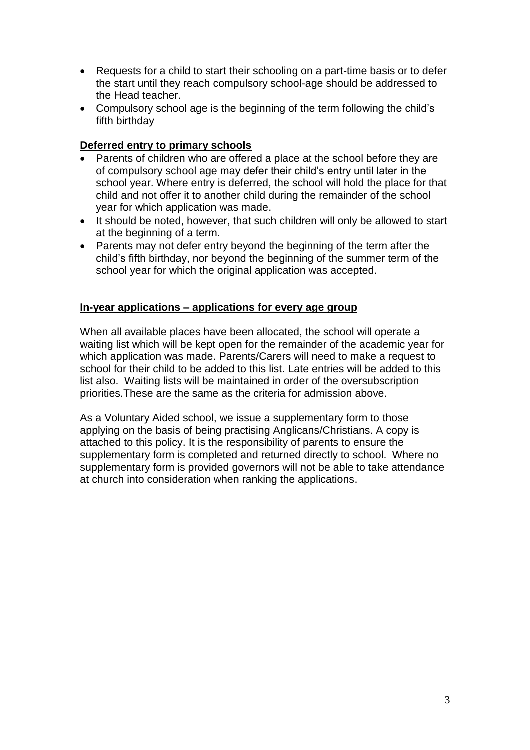- Requests for a child to start their schooling on a part-time basis or to defer the start until they reach compulsory school-age should be addressed to the Head teacher.
- Compulsory school age is the beginning of the term following the child's fifth birthday

**Deferred entry to primary schools**

- Parents of children who are offered a place at the school before they are of compulsory school age may defer their child's entry until later in the school year. Where entry is deferred, the school will hold the place for that child and not offer it to another child during the remainder of the school year for which application was made.
- It should be noted, however, that such children will only be allowed to start at the beginning of a term.
- Parents may not defer entry beyond the beginning of the term after the child's fifth birthday, nor beyond the beginning of the summer term of the school year for which the original application was accepted.

**In-year applications – applications for every age group**

When all available places have been allocated, the school will operate a waiting list which will be kept open for the remainder of the academic year for which application was made. Parents/Carers will need to make a request to school for their child to be added to this list. Late entries will be added to this list also. Waiting lists will be maintained in order of the oversubscription priorities.These are the same as the criteria for admission above.

As a Voluntary Aided school, we issue a supplementary form to those applying on the basis of being practising Anglicans/Christians. A copy is attached to this policy. It is the responsibility of parents to ensure the supplementary form is completed and returned directly to school. Where no supplementary form is provided governors will not be able to take attendance at church into consideration when ranking the applications.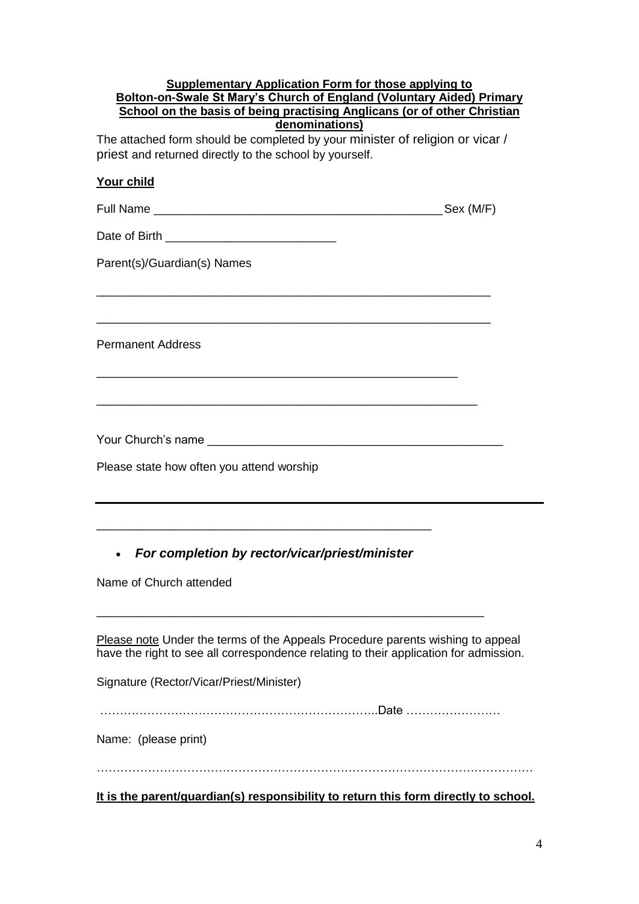**Supplementary Application Form for those applying to Bolton-on-Swale St Mary's Church of England (Voluntary Aided) Primary School on the basis of being practising Anglicans (or of other Christian denominations)**

The attached form should be completed by your minister of religion or vicar / priest and returned directly to the school by yourself.

**Your child**

Full Name _____________________________________________ Sex (M/F)

Date of Birth __________________________

Parent(s)/Guardian(s) Names

_____________________________________________________________

_____________________________________________________________

Permanent Address

________________________________________________________

___________________________________________________________

Your Church's name ____________________________________________

Please state how often you attend worship

---

___________________________________________________

- ***For completion by rector/vicar/priest/minister***

Name of Church attended

____________________________________________________________

Please note Under the terms of the Appeals Procedure parents wishing to appeal have the right to see all correspondence relating to their application for admission.

Signature (Rector/Vicar/Priest/Minister)

……………………………………………………………..Date ……………………

Name: (please print)

…………………………………………………………………………………………

**It is the parent/guardian(s) responsibility to return this form directly to school.**